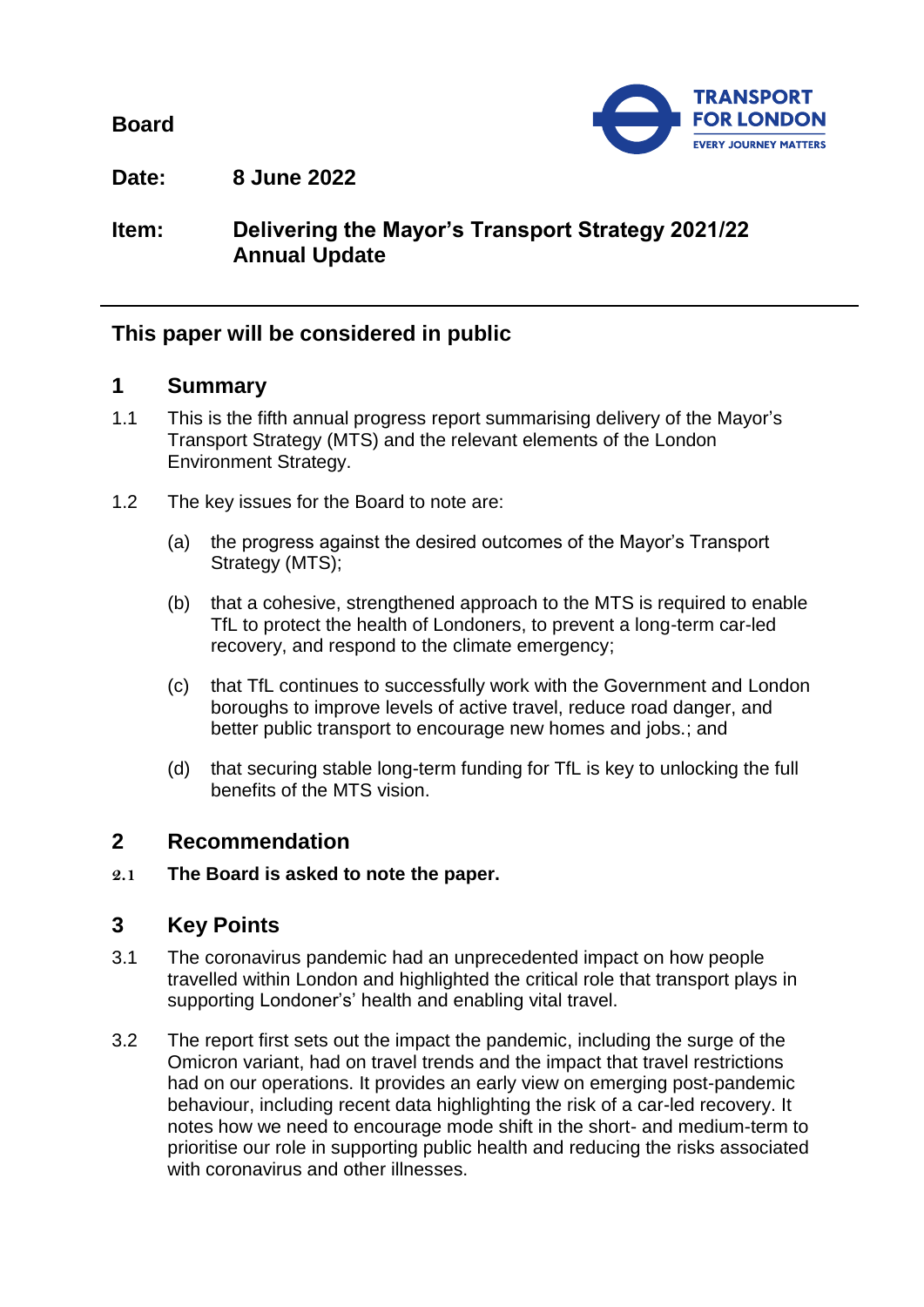**Board**

TRANSPORT FOR LONDON
EVERY JOURNEY MATTERS

**Date:** **8 June 2022**

**Item:** **Delivering the Mayor's Transport Strategy 2021/22 Annual Update**

---

## This paper will be considered in public

## 1 Summary

1.1 This is the fifth annual progress report summarising delivery of the Mayor's Transport Strategy (MTS) and the relevant elements of the London Environment Strategy.

1.2 The key issues for the Board to note are:

(a) the progress against the desired outcomes of the Mayor's Transport Strategy (MTS);

(b) that a cohesive, strengthened approach to the MTS is required to enable TfL to protect the health of Londoners, to prevent a long-term car-led recovery, and respond to the climate emergency;

(c) that TfL continues to successfully work with the Government and London boroughs to improve levels of active travel, reduce road danger, and better public transport to encourage new homes and jobs.; and

(d) that securing stable long-term funding for TfL is key to unlocking the full benefits of the MTS vision.

## 2 Recommendation

2.1 **The Board is asked to note the paper.**

## 3 Key Points

3.1 The coronavirus pandemic had an unprecedented impact on how people travelled within London and highlighted the critical role that transport plays in supporting Londoner's' health and enabling vital travel.

3.2 The report first sets out the impact the pandemic, including the surge of the Omicron variant, had on travel trends and the impact that travel restrictions had on our operations. It provides an early view on emerging post-pandemic behaviour, including recent data highlighting the risk of a car-led recovery. It notes how we need to encourage mode shift in the short- and medium-term to prioritise our role in supporting public health and reducing the risks associated with coronavirus and other illnesses.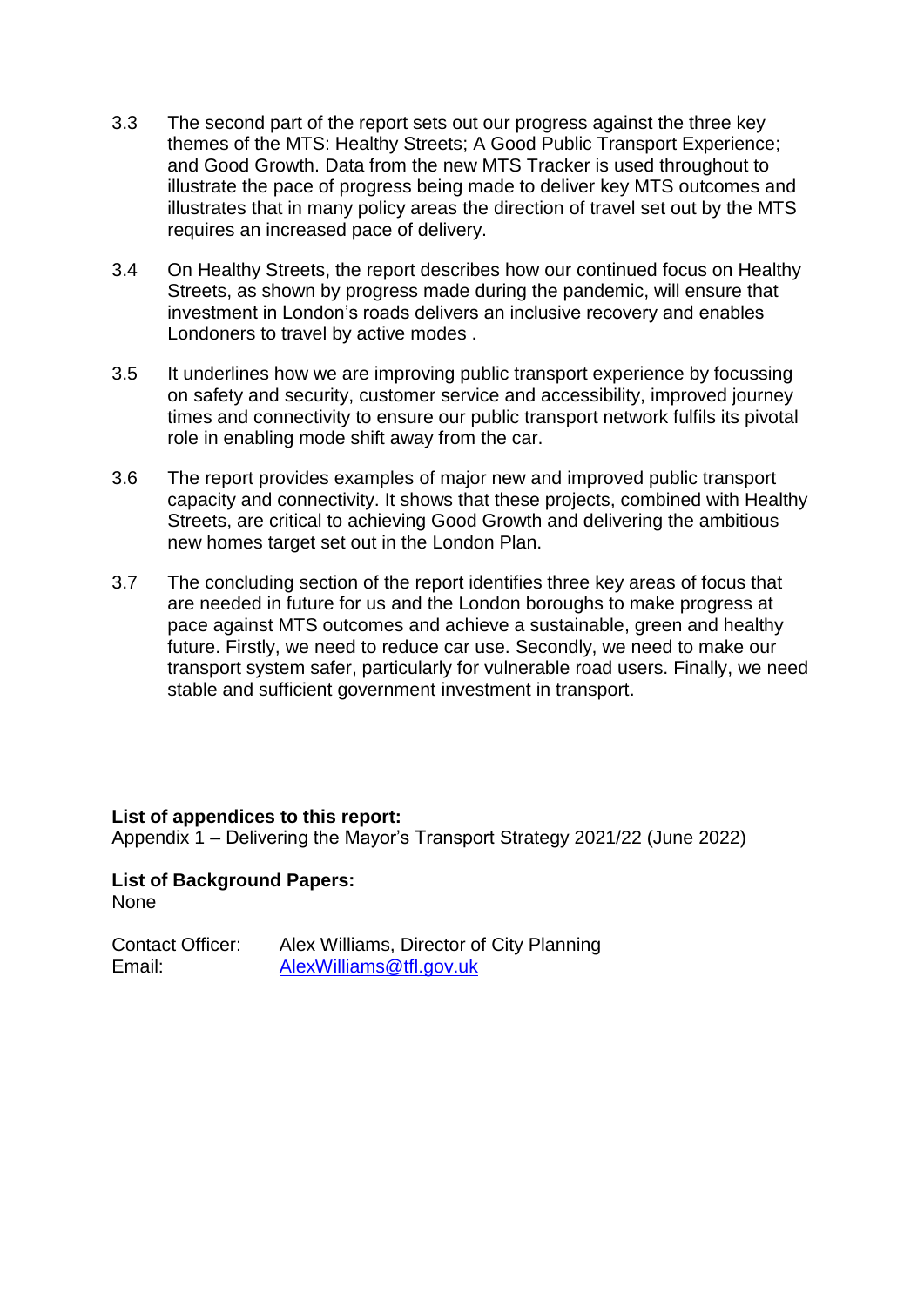3.3 The second part of the report sets out our progress against the three key themes of the MTS: Healthy Streets; A Good Public Transport Experience; and Good Growth. Data from the new MTS Tracker is used throughout to illustrate the pace of progress being made to deliver key MTS outcomes and illustrates that in many policy areas the direction of travel set out by the MTS requires an increased pace of delivery.

3.4 On Healthy Streets, the report describes how our continued focus on Healthy Streets, as shown by progress made during the pandemic, will ensure that investment in London's roads delivers an inclusive recovery and enables Londoners to travel by active modes .

3.5 It underlines how we are improving public transport experience by focussing on safety and security, customer service and accessibility, improved journey times and connectivity to ensure our public transport network fulfils its pivotal role in enabling mode shift away from the car.

3.6 The report provides examples of major new and improved public transport capacity and connectivity. It shows that these projects, combined with Healthy Streets, are critical to achieving Good Growth and delivering the ambitious new homes target set out in the London Plan.

3.7 The concluding section of the report identifies three key areas of focus that are needed in future for us and the London boroughs to make progress at pace against MTS outcomes and achieve a sustainable, green and healthy future. Firstly, we need to reduce car use. Secondly, we need to make our transport system safer, particularly for vulnerable road users. Finally, we need stable and sufficient government investment in transport.

**List of appendices to this report:**
Appendix 1 – Delivering the Mayor's Transport Strategy 2021/22 (June 2022)

**List of Background Papers:**
None

Contact Officer: Alex Williams, Director of City Planning
Email: AlexWilliams@tfl.gov.uk